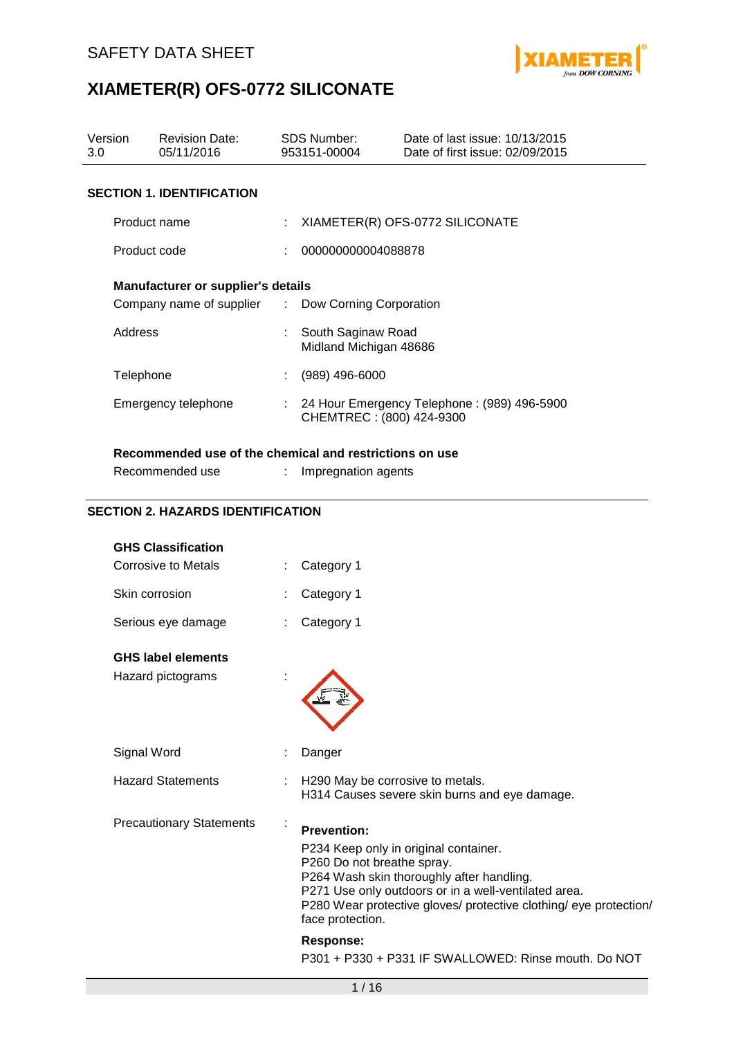SAFETY DATA SHEET

# XIAMETER(R) OFS-0772 SILICONATE

| Version | Revision Date: | SDS Number: | Date of last issue: 10/13/2015 |
| --- | --- | --- | --- |
| 3.0 | 05/11/2016 | 953151-00004 | Date of first issue: 02/09/2015 |

## SECTION 1. IDENTIFICATION

Product name : XIAMETER(R) OFS-0772 SILICONATE

Product code : 000000000004088878

**Manufacturer or supplier's details**

Company name of supplier : Dow Corning Corporation

Address : South Saginaw Road
Midland Michigan 48686

Telephone : (989) 496-6000

Emergency telephone : 24 Hour Emergency Telephone : (989) 496-5900
CHEMTREC : (800) 424-9300

**Recommended use of the chemical and restrictions on use**

Recommended use : Impregnation agents

## SECTION 2. HAZARDS IDENTIFICATION

**GHS Classification**

Corrosive to Metals : Category 1

Skin corrosion : Category 1

Serious eye damage : Category 1

**GHS label elements**

Hazard pictograms :

Signal Word : Danger

Hazard Statements : H290 May be corrosive to metals.
H314 Causes severe skin burns and eye damage.

Precautionary Statements :

**Prevention:**

P234 Keep only in original container.
P260 Do not breathe spray.
P264 Wash skin thoroughly after handling.
P271 Use only outdoors or in a well-ventilated area.
P280 Wear protective gloves/ protective clothing/ eye protection/ face protection.

**Response:**

P301 + P330 + P331 IF SWALLOWED: Rinse mouth. Do NOT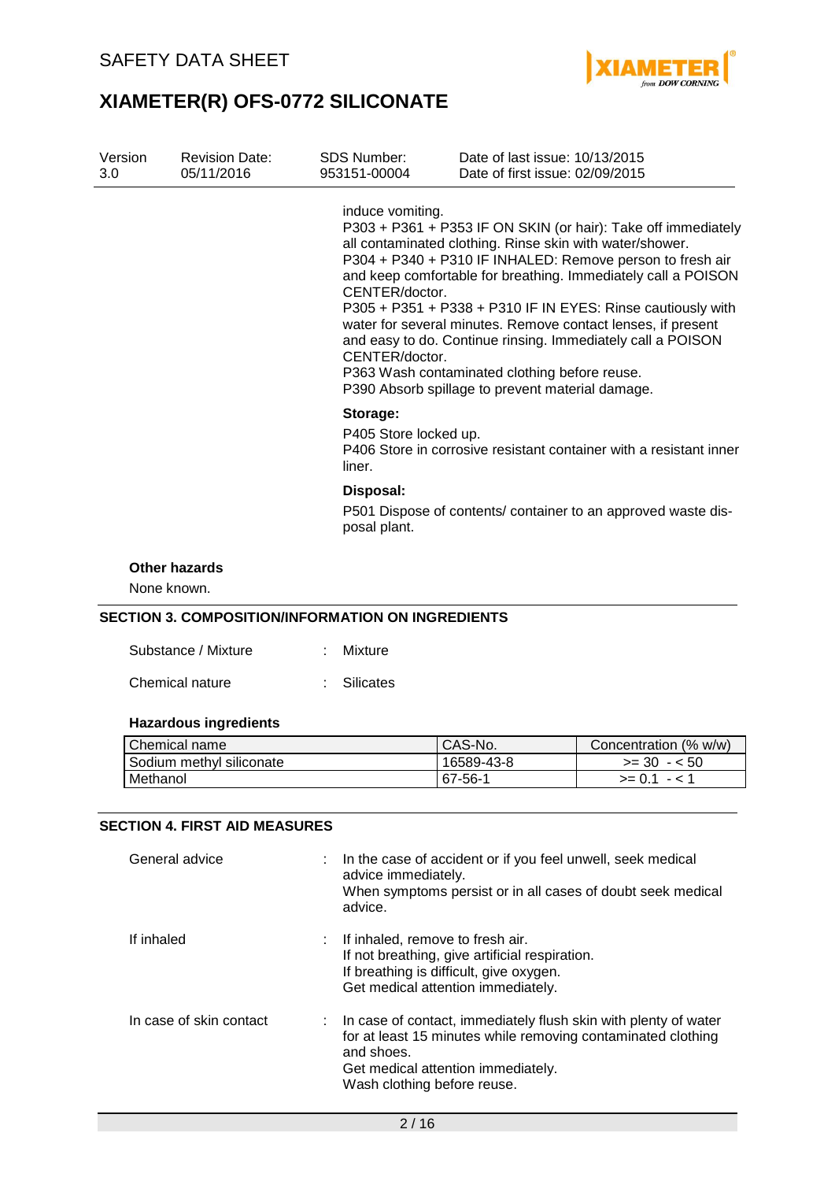| Version | Revision Date: | SDS Number: | Date of last issue: 10/13/2015 |
|---|---|---|---|
| 3.0 | 05/11/2016 | 953151-00004 | Date of first issue: 02/09/2015 |

induce vomiting.
P303 + P361 + P353 IF ON SKIN (or hair): Take off immediately all contaminated clothing. Rinse skin with water/shower.
P304 + P340 + P310 IF INHALED: Remove person to fresh air and keep comfortable for breathing. Immediately call a POISON CENTER/doctor.
P305 + P351 + P338 + P310 IF IN EYES: Rinse cautiously with water for several minutes. Remove contact lenses, if present and easy to do. Continue rinsing. Immediately call a POISON CENTER/doctor.
P363 Wash contaminated clothing before reuse.
P390 Absorb spillage to prevent material damage.

**Storage:**

P405 Store locked up.
P406 Store in corrosive resistant container with a resistant inner liner.

**Disposal:**

P501 Dispose of contents/ container to an approved waste disposal plant.

**Other hazards**

None known.

## SECTION 3. COMPOSITION/INFORMATION ON INGREDIENTS

Substance / Mixture : Mixture

Chemical nature : Silicates

**Hazardous ingredients**

| Chemical name | CAS-No. | Concentration (% w/w) |
|---|---|---|
| Sodium methyl siliconate | 16589-43-8 | >= 30 - < 50 |
| Methanol | 67-56-1 | >= 0.1 - < 1 |

## SECTION 4. FIRST AID MEASURES

General advice : In the case of accident or if you feel unwell, seek medical advice immediately.
When symptoms persist or in all cases of doubt seek medical advice.

If inhaled : If inhaled, remove to fresh air.
If not breathing, give artificial respiration.
If breathing is difficult, give oxygen.
Get medical attention immediately.

In case of skin contact : In case of contact, immediately flush skin with plenty of water for at least 15 minutes while removing contaminated clothing and shoes.
Get medical attention immediately.
Wash clothing before reuse.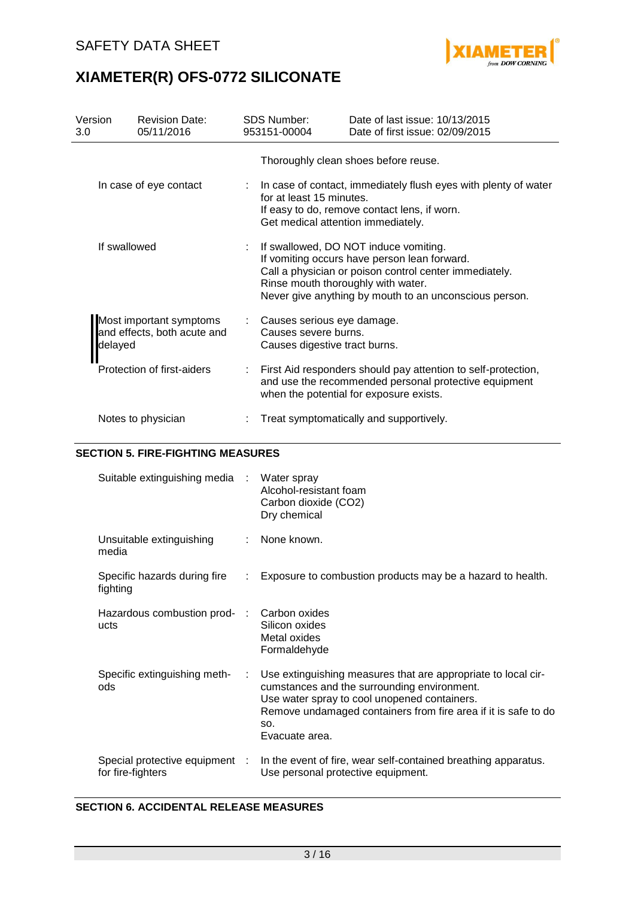| | |
|---|---|
| | Thoroughly clean shoes before reuse. |
| In case of eye contact | : In case of contact, immediately flush eyes with plenty of water for at least 15 minutes.<br>If easy to do, remove contact lens, if worn.<br>Get medical attention immediately. |
| If swallowed | : If swallowed, DO NOT induce vomiting.<br>If vomiting occurs have person lean forward.<br>Call a physician or poison control center immediately.<br>Rinse mouth thoroughly with water.<br>Never give anything by mouth to an unconscious person. |
| Most important symptoms and effects, both acute and delayed | : Causes serious eye damage.<br>Causes severe burns.<br>Causes digestive tract burns. |
| Protection of first-aiders | : First Aid responders should pay attention to self-protection, and use the recommended personal protective equipment when the potential for exposure exists. |
| Notes to physician | : Treat symptomatically and supportively. |

## SECTION 5. FIRE-FIGHTING MEASURES

| | |
|---|---|
| Suitable extinguishing media | : Water spray<br>Alcohol-resistant foam<br>Carbon dioxide ($CO_2$)<br>Dry chemical |
| Unsuitable extinguishing media | : None known. |
| Specific hazards during fire fighting | : Exposure to combustion products may be a hazard to health. |
| Hazardous combustion products | : Carbon oxides<br>Silicon oxides<br>Metal oxides<br>Formaldehyde |
| Specific extinguishing methods | : Use extinguishing measures that are appropriate to local circumstances and the surrounding environment.<br>Use water spray to cool unopened containers.<br>Remove undamaged containers from fire area if it is safe to do so.<br>Evacuate area. |
| Special protective equipment for fire-fighters | : In the event of fire, wear self-contained breathing apparatus.<br>Use personal protective equipment. |

## SECTION 6. ACCIDENTAL RELEASE MEASURES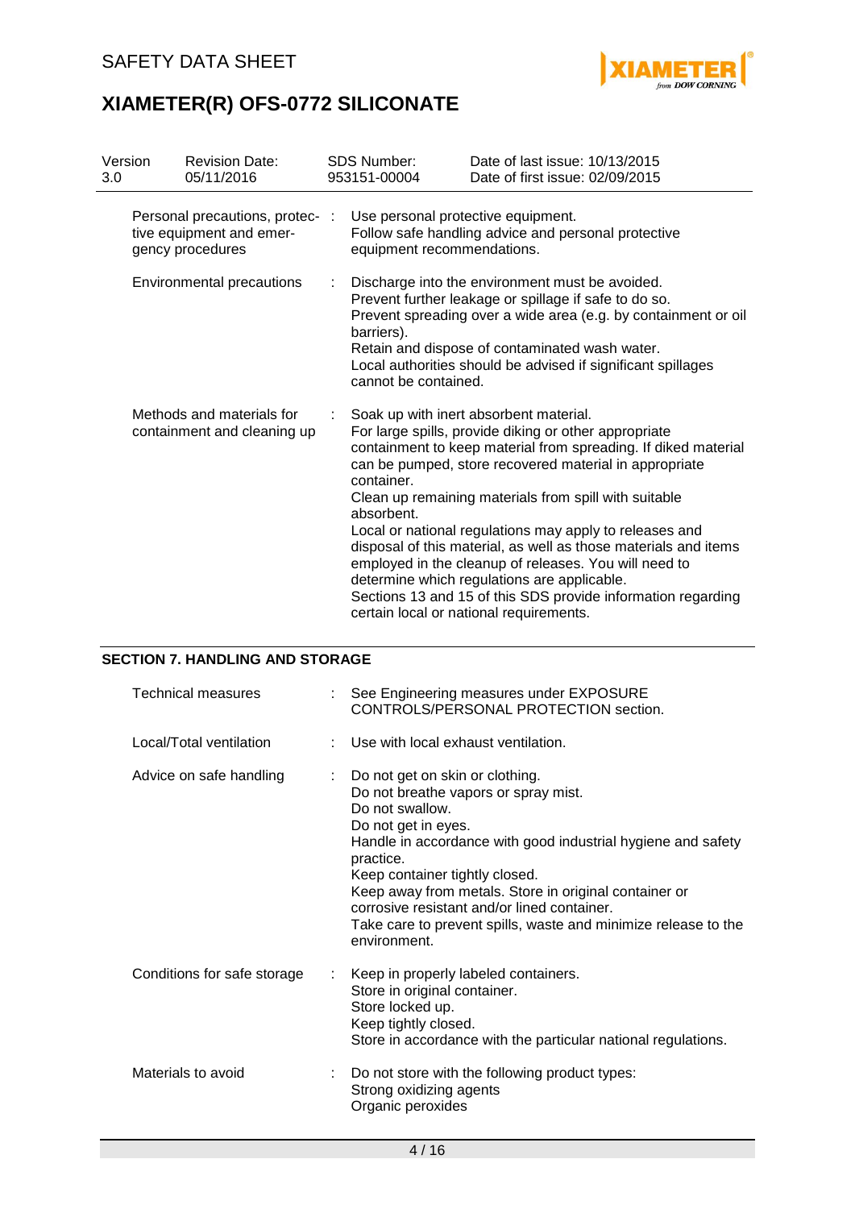| Version | Revision Date: | SDS Number: | Date of last issue: 10/13/2015 |
|---|---|---|---|
| 3.0 | 05/11/2016 | 953151-00004 | Date of first issue: 02/09/2015 |

| | | |
|---|---|---|
| Personal precautions, protective equipment and emergency procedures | : | Use personal protective equipment.<br>Follow safe handling advice and personal protective equipment recommendations. |
| Environmental precautions | : | Discharge into the environment must be avoided.<br>Prevent further leakage or spillage if safe to do so.<br>Prevent spreading over a wide area (e.g. by containment or oil barriers).<br>Retain and dispose of contaminated wash water.<br>Local authorities should be advised if significant spillages cannot be contained. |
| Methods and materials for containment and cleaning up | : | Soak up with inert absorbent material.<br>For large spills, provide diking or other appropriate containment to keep material from spreading. If diked material can be pumped, store recovered material in appropriate container.<br>Clean up remaining materials from spill with suitable absorbent.<br>Local or national regulations may apply to releases and disposal of this material, as well as those materials and items employed in the cleanup of releases. You will need to determine which regulations are applicable.<br>Sections 13 and 15 of this SDS provide information regarding certain local or national requirements. |

## SECTION 7. HANDLING AND STORAGE

| | | |
|---|---|---|
| Technical measures | : | See Engineering measures under EXPOSURE CONTROLS/PERSONAL PROTECTION section. |
| Local/Total ventilation | : | Use with local exhaust ventilation. |
| Advice on safe handling | : | Do not get on skin or clothing.<br>Do not breathe vapors or spray mist.<br>Do not swallow.<br>Do not get in eyes.<br>Handle in accordance with good industrial hygiene and safety practice.<br>Keep container tightly closed.<br>Keep away from metals. Store in original container or corrosive resistant and/or lined container.<br>Take care to prevent spills, waste and minimize release to the environment. |
| Conditions for safe storage | : | Keep in properly labeled containers.<br>Store in original container.<br>Store locked up.<br>Keep tightly closed.<br>Store in accordance with the particular national regulations. |
| Materials to avoid | : | Do not store with the following product types:<br>Strong oxidizing agents<br>Organic peroxides |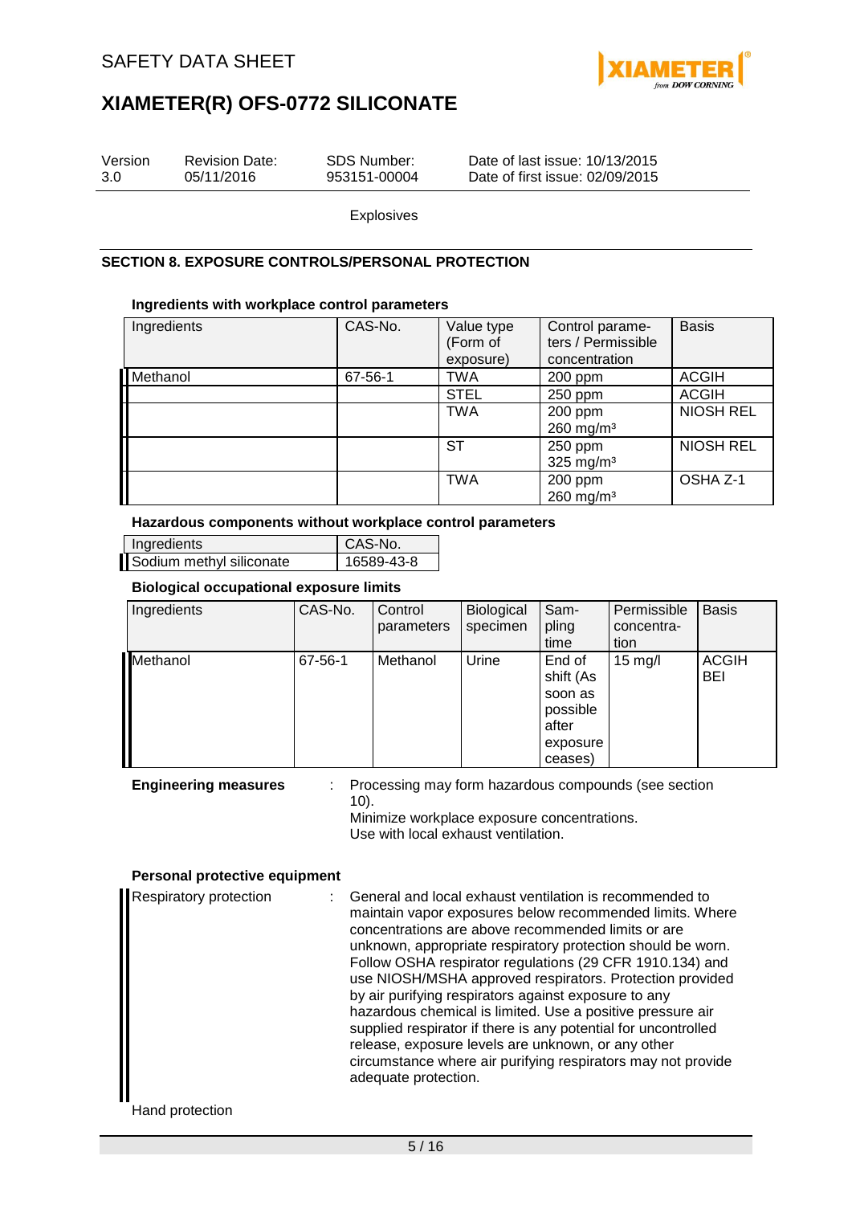Explosives

## SECTION 8. EXPOSURE CONTROLS/PERSONAL PROTECTION

### Ingredients with workplace control parameters

| Ingredients | CAS-No. | Value type (Form of exposure) | Control parameters / Permissible concentration | Basis |
|---|---|---|---|---|
| Methanol | 67-56-1 | TWA | 200 ppm | ACGIH |
| | | STEL | 250 ppm | ACGIH |
| | | TWA | 200 ppm<br>260 mg/m³ | NIOSH REL |
| | | ST | 250 ppm<br>325 mg/m³ | NIOSH REL |
| | | TWA | 200 ppm<br>260 mg/m³ | OSHA Z-1 |

### Hazardous components without workplace control parameters

| Ingredients | CAS-No. |
|---|---|
| Sodium methyl siliconate | 16589-43-8 |

### Biological occupational exposure limits

| Ingredients | CAS-No. | Control parameters | Biological specimen | Sampling time | Permissible concentration | Basis |
|---|---|---|---|---|---|---|
| Methanol | 67-56-1 | Methanol | Urine | End of shift (As soon as possible after exposure ceases) | 15 mg/l | ACGIH BEI |

**Engineering measures** : Processing may form hazardous compounds (see section 10).
Minimize workplace exposure concentrations.
Use with local exhaust ventilation.

### Personal protective equipment

Respiratory protection : General and local exhaust ventilation is recommended to maintain vapor exposures below recommended limits. Where concentrations are above recommended limits or are unknown, appropriate respiratory protection should be worn. Follow OSHA respirator regulations (29 CFR 1910.134) and use NIOSH/MSHA approved respirators. Protection provided by air purifying respirators against exposure to any hazardous chemical is limited. Use a positive pressure air supplied respirator if there is any potential for uncontrolled release, exposure levels are unknown, or any other circumstance where air purifying respirators may not provide adequate protection.

Hand protection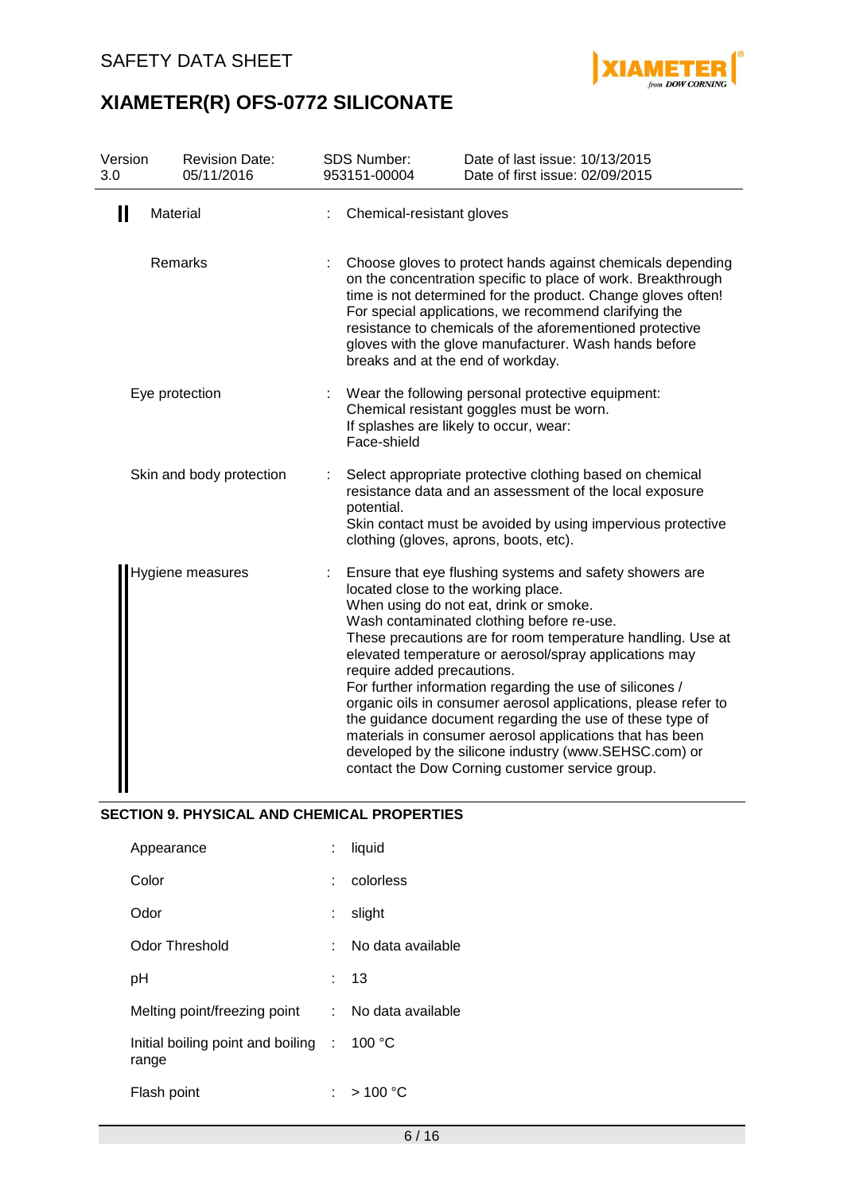| | | | |
|---|---|---|---|
| Version 3.0 | Revision Date: 05/11/2016 | SDS Number: 953151-00004 | Date of last issue: 10/13/2015<br>Date of first issue: 02/09/2015 |

| | | |
|---|---|---|
| Material | : | Chemical-resistant gloves |
| Remarks | : | Choose gloves to protect hands against chemicals depending on the concentration specific to place of work. Breakthrough time is not determined for the product. Change gloves often! For special applications, we recommend clarifying the resistance to chemicals of the aforementioned protective gloves with the glove manufacturer. Wash hands before breaks and at the end of workday. |
| Eye protection | : | Wear the following personal protective equipment:<br>Chemical resistant goggles must be worn.<br>If splashes are likely to occur, wear:<br>Face-shield |
| Skin and body protection | : | Select appropriate protective clothing based on chemical resistance data and an assessment of the local exposure potential.<br>Skin contact must be avoided by using impervious protective clothing (gloves, aprons, boots, etc). |
| Hygiene measures | : | Ensure that eye flushing systems and safety showers are located close to the working place.<br>When using do not eat, drink or smoke.<br>Wash contaminated clothing before re-use.<br>These precautions are for room temperature handling. Use at elevated temperature or aerosol/spray applications may require added precautions.<br>For further information regarding the use of silicones / organic oils in consumer aerosol applications, please refer to the guidance document regarding the use of these type of materials in consumer aerosol applications that has been developed by the silicone industry (www.SEHSC.com) or contact the Dow Corning customer service group. |

## SECTION 9. PHYSICAL AND CHEMICAL PROPERTIES

| | | |
|---|---|---|
| Appearance | : | liquid |
| Color | : | colorless |
| Odor | : | slight |
| Odor Threshold | : | No data available |
| pH | : | 13 |
| Melting point/freezing point | : | No data available |
| Initial boiling point and boiling range | : | 100 °C |
| Flash point | : | > 100 °C |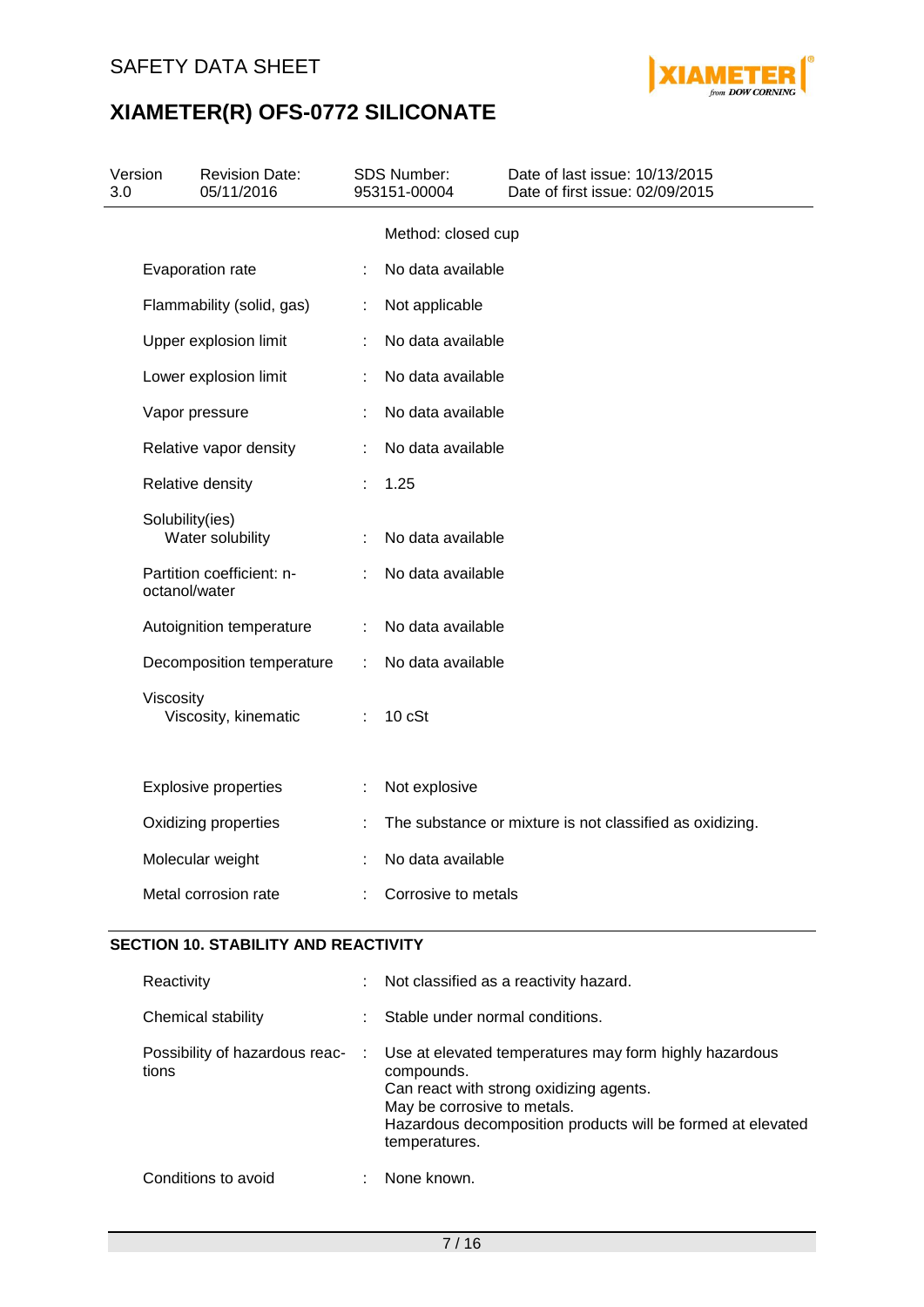| | | |
|---|---|---|
| | | Method: closed cup |
| Evaporation rate | : | No data available |
| Flammability (solid, gas) | : | Not applicable |
| Upper explosion limit | : | No data available |
| Lower explosion limit | : | No data available |
| Vapor pressure | : | No data available |
| Relative vapor density | : | No data available |
| Relative density | : | 1.25 |
| Solubility(ies) Water solubility | : | No data available |
| Partition coefficient: n-octanol/water | : | No data available |
| Autoignition temperature | : | No data available |
| Decomposition temperature | : | No data available |
| Viscosity Viscosity, kinematic | : | 10 cSt |
| Explosive properties | : | Not explosive |
| Oxidizing properties | : | The substance or mixture is not classified as oxidizing. |
| Molecular weight | : | No data available |
| Metal corrosion rate | : | Corrosive to metals |

## SECTION 10. STABILITY AND REACTIVITY

| | | |
|---|---|---|
| Reactivity | : | Not classified as a reactivity hazard. |
| Chemical stability | : | Stable under normal conditions. |
| Possibility of hazardous reactions | : | Use at elevated temperatures may form highly hazardous compounds.<br>Can react with strong oxidizing agents.<br>May be corrosive to metals.<br>Hazardous decomposition products will be formed at elevated temperatures. |
| Conditions to avoid | : | None known. |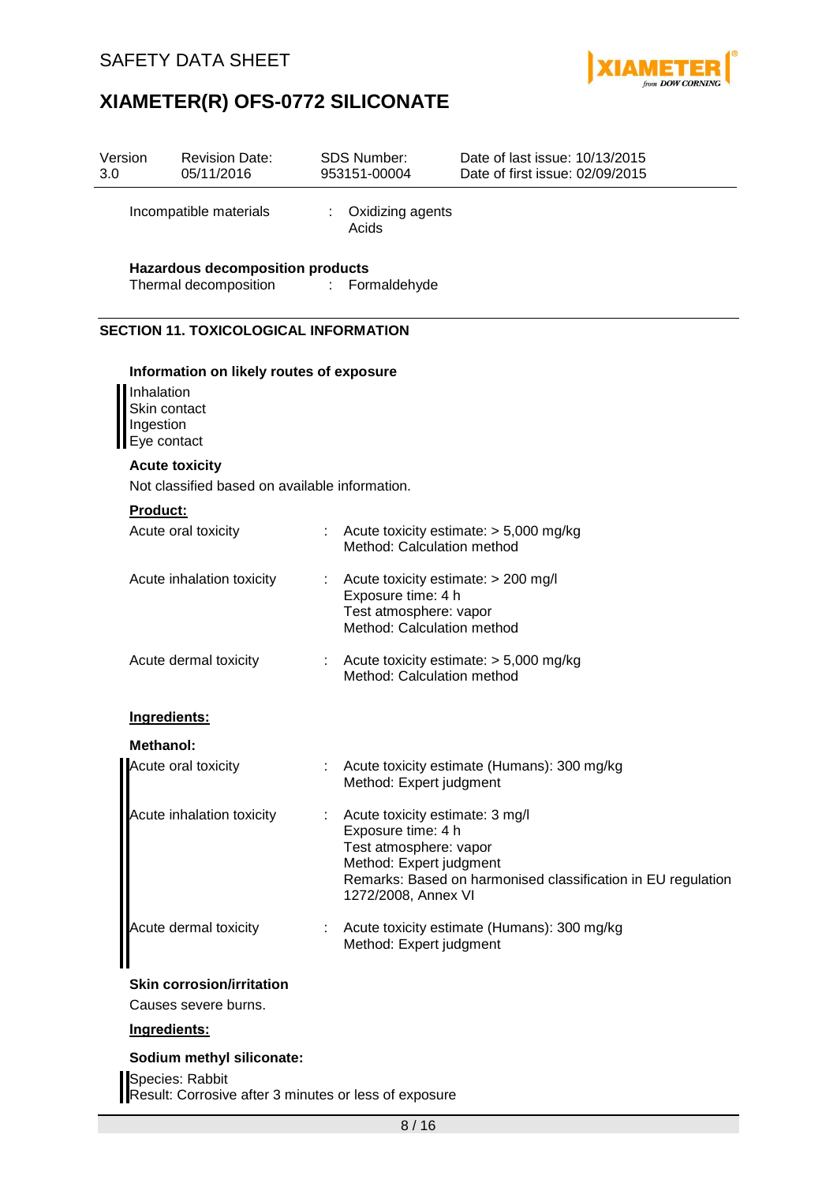| Version 3.0 | Revision Date: 05/11/2016 | SDS Number: 953151-00004 | Date of last issue: 10/13/2015 Date of first issue: 02/09/2015 |
|---|---|---|---|

Incompatible materials : Oxidizing agents
Acids

**Hazardous decomposition products**

Thermal decomposition : Formaldehyde

## SECTION 11. TOXICOLOGICAL INFORMATION

**Information on likely routes of exposure**

Inhalation
Skin contact
Ingestion
Eye contact

**Acute toxicity**

Not classified based on available information.

**Product:**

Acute oral toxicity : Acute toxicity estimate: > 5,000 mg/kg
Method: Calculation method

Acute inhalation toxicity : Acute toxicity estimate: > 200 mg/l
Exposure time: 4 h
Test atmosphere: vapor
Method: Calculation method

Acute dermal toxicity : Acute toxicity estimate: > 5,000 mg/kg
Method: Calculation method

**Ingredients:**

**Methanol:**

Acute oral toxicity : Acute toxicity estimate (Humans): 300 mg/kg
Method: Expert judgment

Acute inhalation toxicity : Acute toxicity estimate: 3 mg/l
Exposure time: 4 h
Test atmosphere: vapor
Method: Expert judgment
Remarks: Based on harmonised classification in EU regulation 1272/2008, Annex VI

Acute dermal toxicity : Acute toxicity estimate (Humans): 300 mg/kg
Method: Expert judgment

**Skin corrosion/irritation**

Causes severe burns.

**Ingredients:**

**Sodium methyl siliconate:**

Species: Rabbit
Result: Corrosive after 3 minutes or less of exposure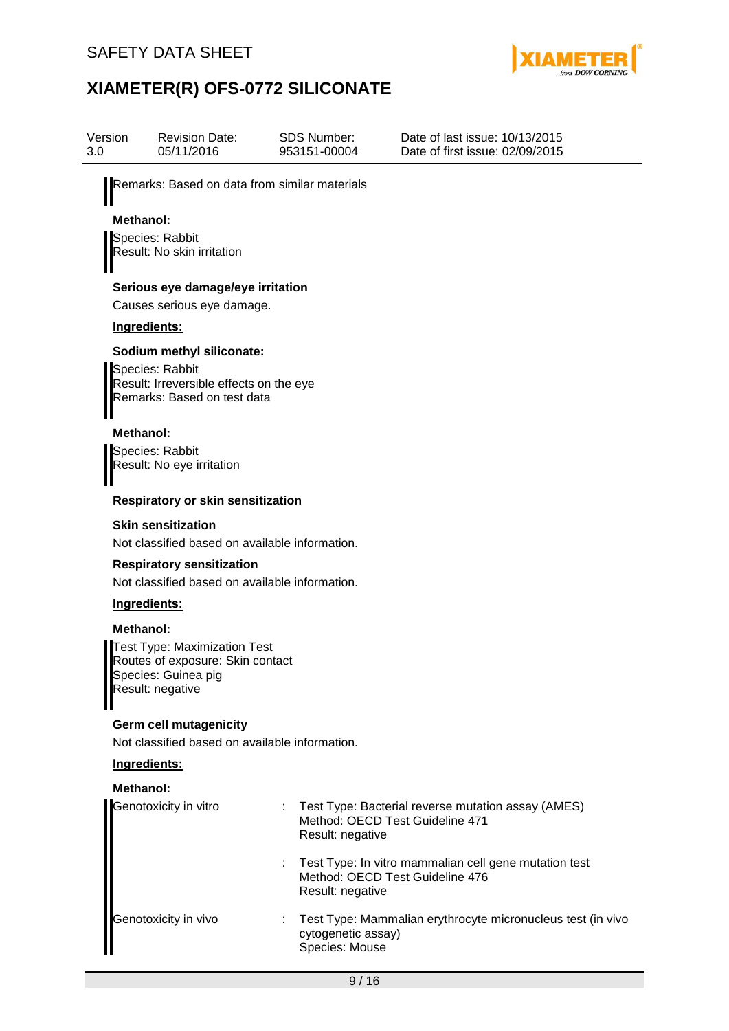Remarks: Based on data from similar materials

**Methanol:**

Species: Rabbit
Result: No skin irritation

**Serious eye damage/eye irritation**

Causes serious eye damage.

**Ingredients:**

**Sodium methyl siliconate:**

Species: Rabbit
Result: Irreversible effects on the eye
Remarks: Based on test data

**Methanol:**

Species: Rabbit
Result: No eye irritation

**Respiratory or skin sensitization**

**Skin sensitization**

Not classified based on available information.

**Respiratory sensitization**

Not classified based on available information.

**Ingredients:**

**Methanol:**

Test Type: Maximization Test
Routes of exposure: Skin contact
Species: Guinea pig
Result: negative

**Germ cell mutagenicity**

Not classified based on available information.

**Ingredients:**

**Methanol:**

| | | |
|---|---|---|
| Genotoxicity in vitro | : | Test Type: Bacterial reverse mutation assay (AMES)<br>Method: OECD Test Guideline 471<br>Result: negative |
| | : | Test Type: In vitro mammalian cell gene mutation test<br>Method: OECD Test Guideline 476<br>Result: negative |
| Genotoxicity in vivo | : | Test Type: Mammalian erythrocyte micronucleus test (in vivo cytogenetic assay)<br>Species: Mouse |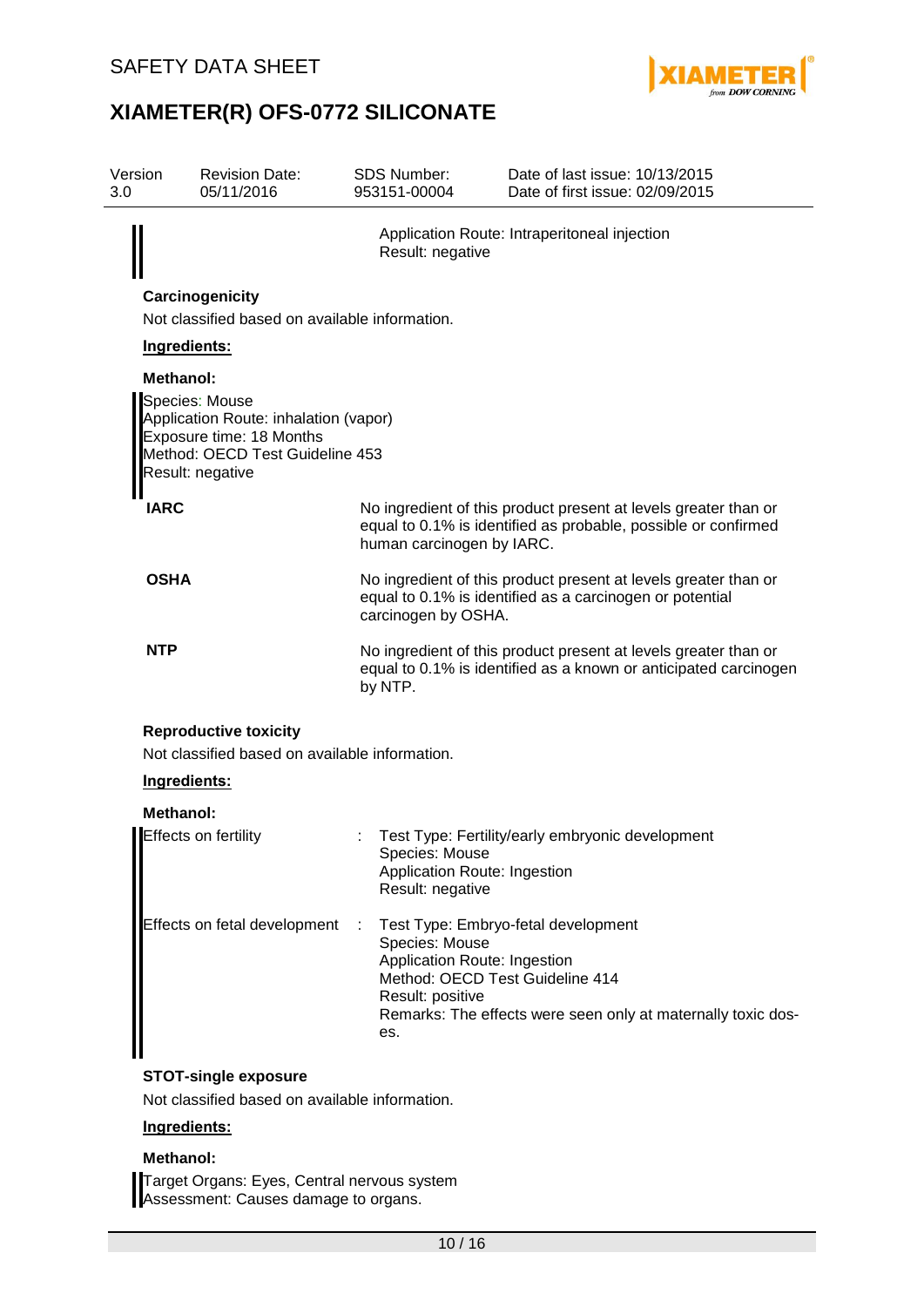Application Route: Intraperitoneal injection
Result: negative

### Carcinogenicity

Not classified based on available information.

**Ingredients:**

**Methanol:**

Species: Mouse
Application Route: inhalation (vapor)
Exposure time: 18 Months
Method: OECD Test Guideline 453
Result: negative

| | |
|---|---|
| **IARC** | No ingredient of this product present at levels greater than or equal to 0.1% is identified as probable, possible or confirmed human carcinogen by IARC. |
| **OSHA** | No ingredient of this product present at levels greater than or equal to 0.1% is identified as a carcinogen or potential carcinogen by OSHA. |
| **NTP** | No ingredient of this product present at levels greater than or equal to 0.1% is identified as a known or anticipated carcinogen by NTP. |

### Reproductive toxicity

Not classified based on available information.

**Ingredients:**

**Methanol:**

Effects on fertility : Test Type: Fertility/early embryonic development
Species: Mouse
Application Route: Ingestion
Result: negative

Effects on fetal development : Test Type: Embryo-fetal development
Species: Mouse
Application Route: Ingestion
Method: OECD Test Guideline 414
Result: positive
Remarks: The effects were seen only at maternally toxic doses.

### STOT-single exposure

Not classified based on available information.

**Ingredients:**

**Methanol:**

Target Organs: Eyes, Central nervous system
Assessment: Causes damage to organs.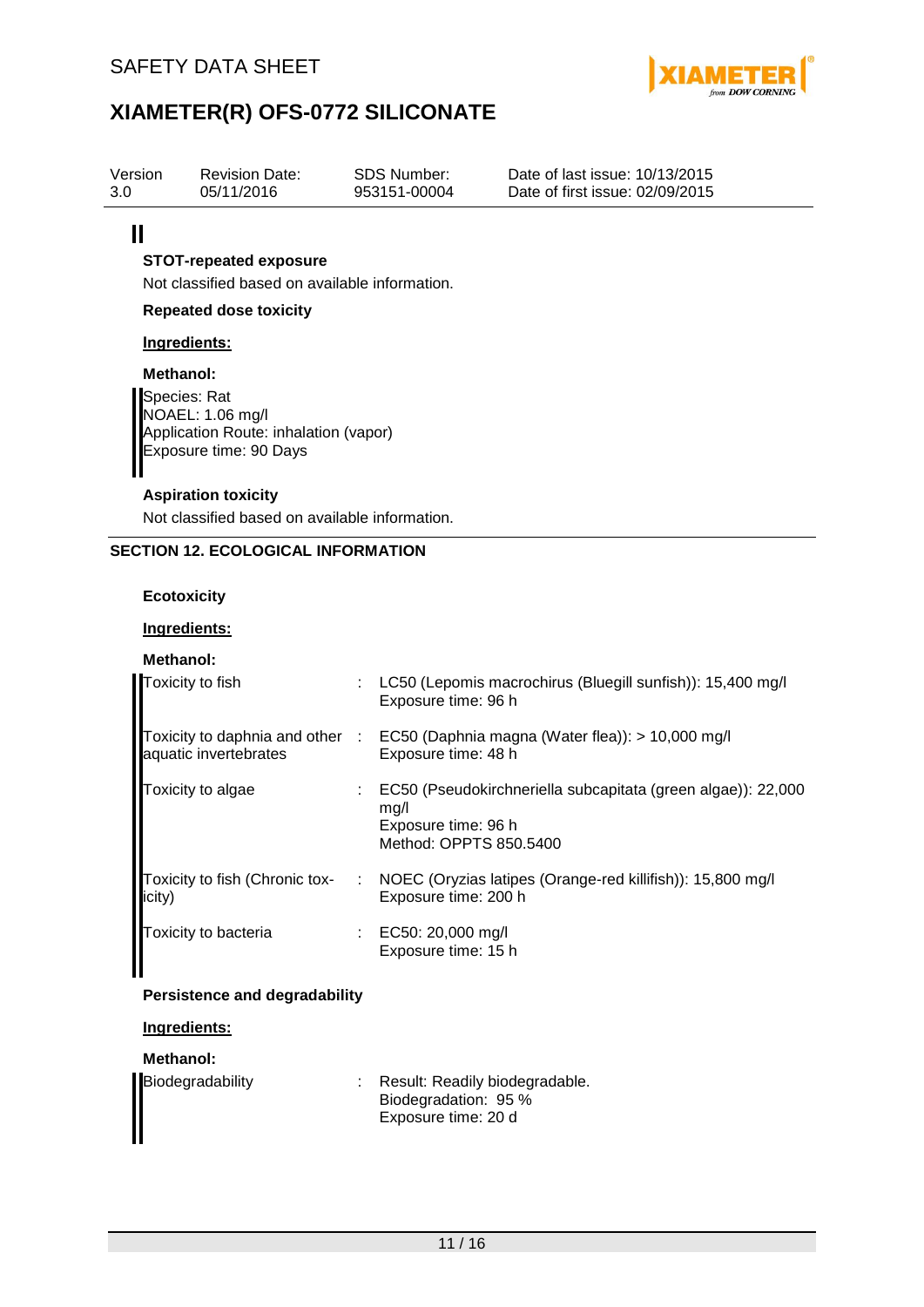**STOT-repeated exposure**

Not classified based on available information.

**Repeated dose toxicity**

**Ingredients:**

**Methanol:**

Species: Rat
NOAEL: 1.06 mg/l
Application Route: inhalation (vapor)
Exposure time: 90 Days

**Aspiration toxicity**

Not classified based on available information.

## SECTION 12. ECOLOGICAL INFORMATION

**Ecotoxicity**

**Ingredients:**

**Methanol:**

| | | |
|---|---|---|
| Toxicity to fish | : | LC50 (Lepomis macrochirus (Bluegill sunfish)): 15,400 mg/l<br>Exposure time: 96 h |
| Toxicity to daphnia and other aquatic invertebrates | : | EC50 (Daphnia magna (Water flea)): > 10,000 mg/l<br>Exposure time: 48 h |
| Toxicity to algae | : | EC50 (Pseudokirchneriella subcapitata (green algae)): 22,000 mg/l<br>Exposure time: 96 h<br>Method: OPPTS 850.5400 |
| Toxicity to fish (Chronic toxicity) | : | NOEC (Oryzias latipes (Orange-red killifish)): 15,800 mg/l<br>Exposure time: 200 h |
| Toxicity to bacteria | : | EC50: 20,000 mg/l<br>Exposure time: 15 h |

**Persistence and degradability**

**Ingredients:**

**Methanol:**

| | | |
|---|---|---|
| Biodegradability | : | Result: Readily biodegradable.<br>Biodegradation: 95 %<br>Exposure time: 20 d |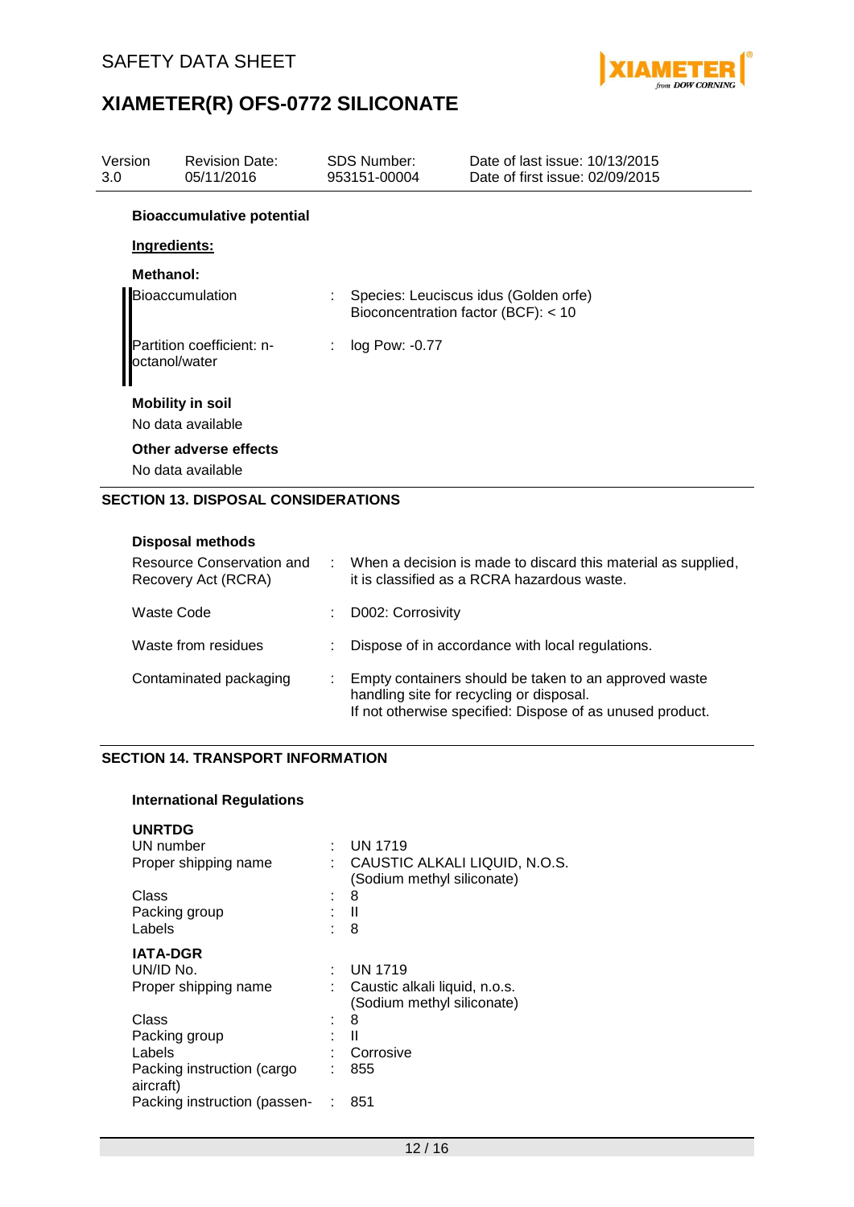**Bioaccumulative potential**

**Ingredients:**

**Methanol:**

| | | |
|---|---|---|
| Bioaccumulation | : | Species: Leuciscus idus (Golden orfe)<br>Bioconcentration factor (BCF): < 10 |
| Partition coefficient: n-octanol/water | : | log Pow: -0.77 |

**Mobility in soil**

No data available

**Other adverse effects**

No data available

## SECTION 13. DISPOSAL CONSIDERATIONS

**Disposal methods**

| | | |
|---|---|---|
| Resource Conservation and Recovery Act (RCRA) | : | When a decision is made to discard this material as supplied, it is classified as a RCRA hazardous waste. |
| Waste Code | : | D002: Corrosivity |
| Waste from residues | : | Dispose of in accordance with local regulations. |
| Contaminated packaging | : | Empty containers should be taken to an approved waste handling site for recycling or disposal.<br>If not otherwise specified: Dispose of as unused product. |

## SECTION 14. TRANSPORT INFORMATION

**International Regulations**

**UNRTDG**

| | | |
|---|---|---|
| UN number | : | UN 1719 |
| Proper shipping name | : | CAUSTIC ALKALI LIQUID, N.O.S.<br>(Sodium methyl siliconate) |
| Class | : | 8 |
| Packing group | : | II |
| Labels | : | 8 |

**IATA-DGR**

| | | |
|---|---|---|
| UN/ID No. | : | UN 1719 |
| Proper shipping name | : | Caustic alkali liquid, n.o.s.<br>(Sodium methyl siliconate) |
| Class | : | 8 |
| Packing group | : | II |
| Labels | : | Corrosive |
| Packing instruction (cargo aircraft) | : | 855 |
| Packing instruction (passen- | : | 851 |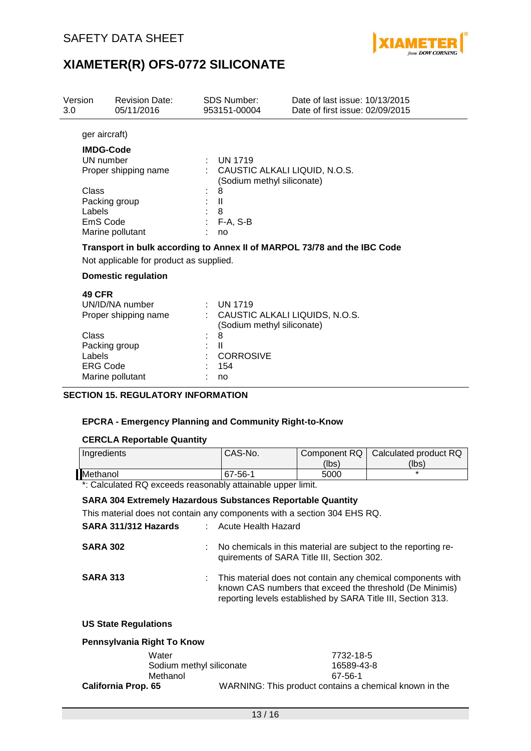ger aircraft)

**IMDG-Code**

| | | |
|---|---|---|
| UN number | : | UN 1719 |
| Proper shipping name | : | CAUSTIC ALKALI LIQUID, N.O.S. (Sodium methyl siliconate) |
| Class | : | 8 |
| Packing group | : | II |
| Labels | : | 8 |
| EmS Code | : | F-A, S-B |
| Marine pollutant | : | no |

**Transport in bulk according to Annex II of MARPOL 73/78 and the IBC Code**

Not applicable for product as supplied.

**Domestic regulation**

**49 CFR**

| | | |
|---|---|---|
| UN/ID/NA number | : | UN 1719 |
| Proper shipping name | : | CAUSTIC ALKALI LIQUIDS, N.O.S. (Sodium methyl siliconate) |
| Class | : | 8 |
| Packing group | : | II |
| Labels | : | CORROSIVE |
| ERG Code | : | 154 |
| Marine pollutant | : | no |

## SECTION 15. REGULATORY INFORMATION

**EPCRA - Emergency Planning and Community Right-to-Know**

**CERCLA Reportable Quantity**

| Ingredients | CAS-No. | Component RQ (lbs) | Calculated product RQ (lbs) |
|---|---|---|---|
| Methanol | 67-56-1 | 5000 | * |

*: Calculated RQ exceeds reasonably attainable upper limit.

**SARA 304 Extremely Hazardous Substances Reportable Quantity**

This material does not contain any components with a section 304 EHS RQ.

**SARA 311/312 Hazards** : Acute Health Hazard

**SARA 302** : No chemicals in this material are subject to the reporting requirements of SARA Title III, Section 302.

**SARA 313** : This material does not contain any chemical components with known CAS numbers that exceed the threshold (De Minimis) reporting levels established by SARA Title III, Section 313.

**US State Regulations**

**Pennsylvania Right To Know**

| | |
|---|---|
| Water | 7732-18-5 |
| Sodium methyl siliconate | 16589-43-8 |
| Methanol | 67-56-1 |

**California Prop. 65** WARNING: This product contains a chemical known in the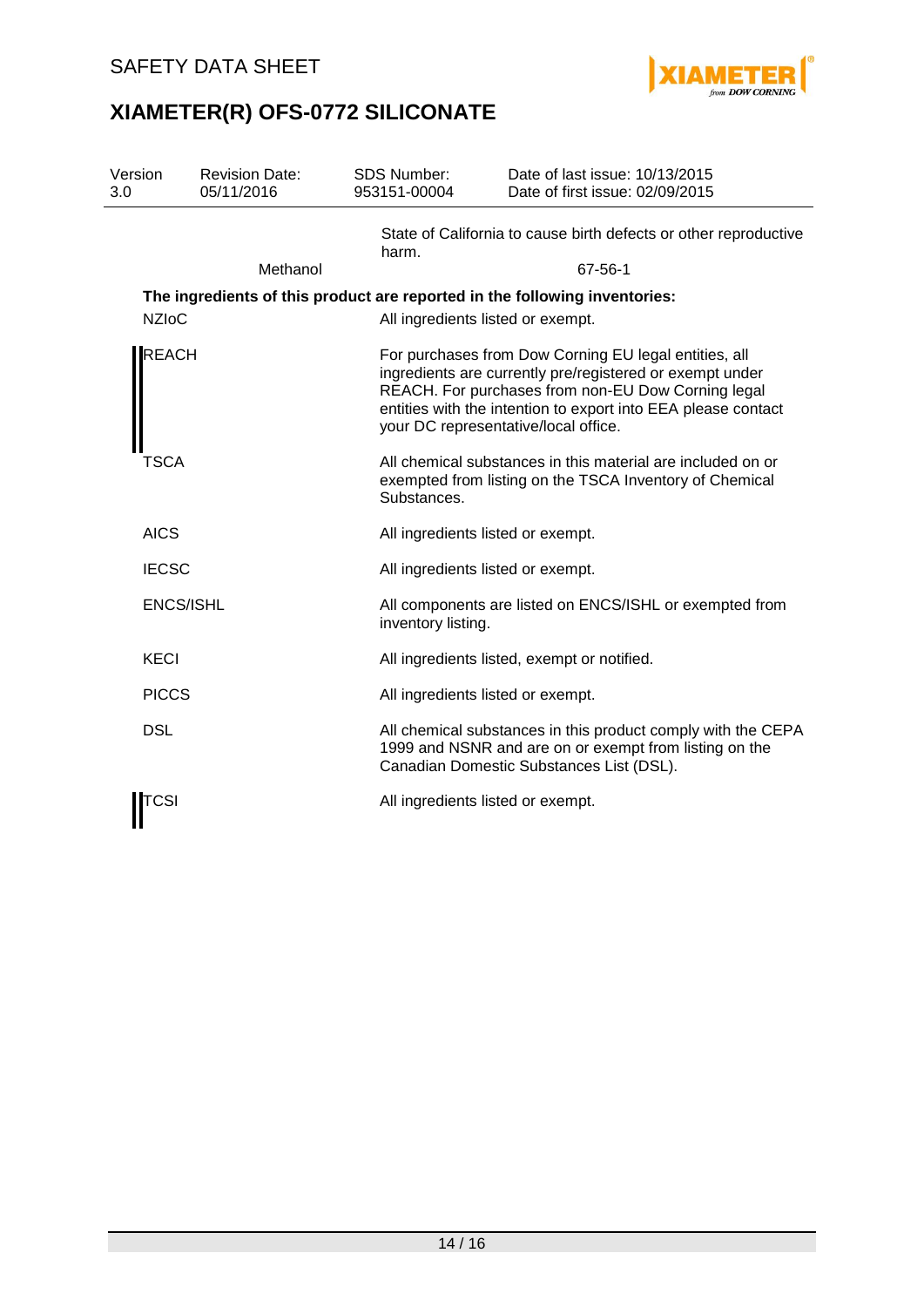| | |
|---|---|
| | State of California to cause birth defects or other reproductive harm. |
| Methanol | 67-56-1 |

**The ingredients of this product are reported in the following inventories:**

| | |
|---|---|
| NZIoC | All ingredients listed or exempt. |
| REACH | For purchases from Dow Corning EU legal entities, all ingredients are currently pre/registered or exempt under REACH. For purchases from non-EU Dow Corning legal entities with the intention to export into EEA please contact your DC representative/local office. |
| TSCA | All chemical substances in this material are included on or exempted from listing on the TSCA Inventory of Chemical Substances. |
| AICS | All ingredients listed or exempt. |
| IECSC | All ingredients listed or exempt. |
| ENCS/ISHL | All components are listed on ENCS/ISHL or exempted from inventory listing. |
| KECI | All ingredients listed, exempt or notified. |
| PICCS | All ingredients listed or exempt. |
| DSL | All chemical substances in this product comply with the CEPA 1999 and NSNR and are on or exempt from listing on the Canadian Domestic Substances List (DSL). |
| TCSI | All ingredients listed or exempt. |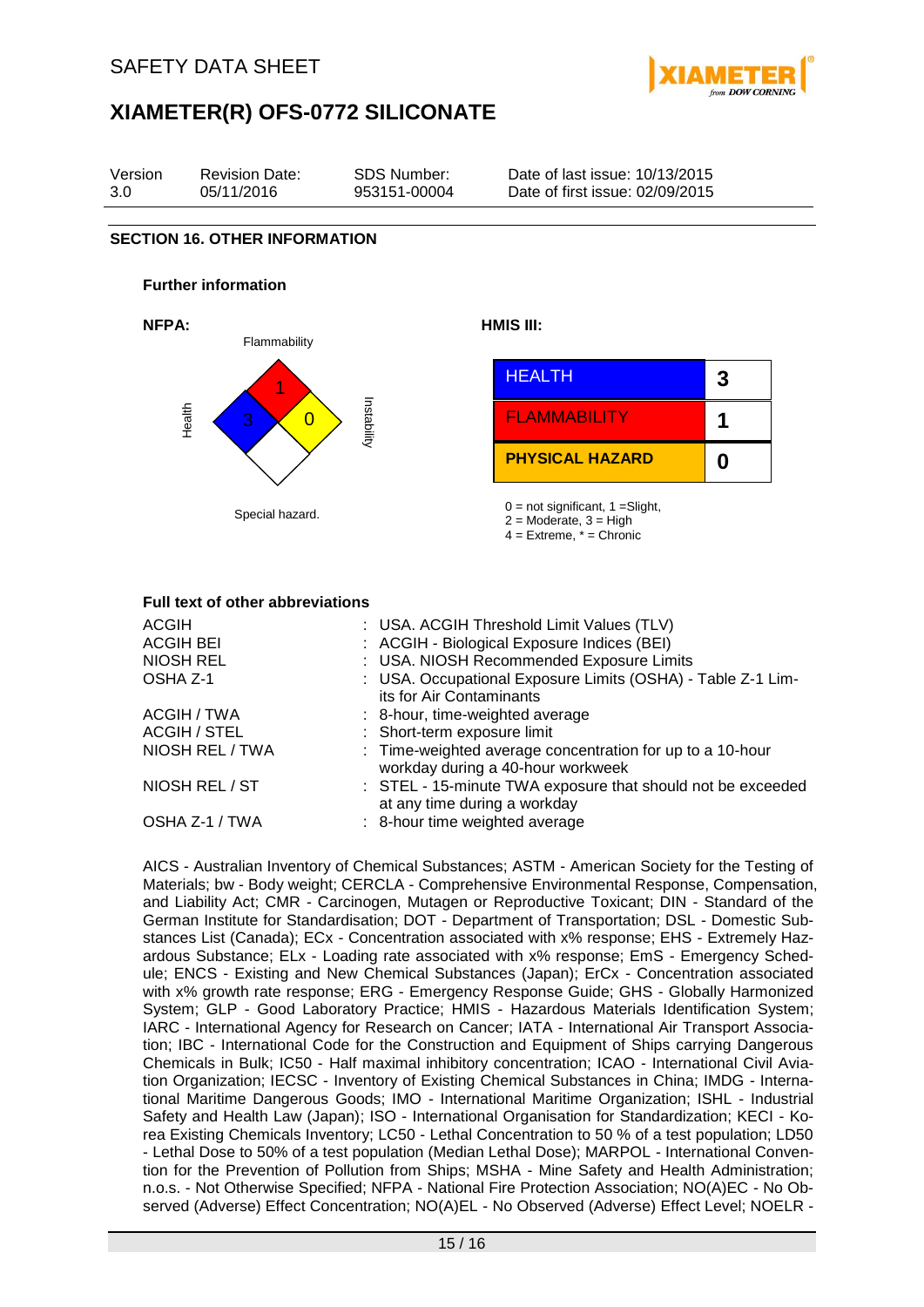SAFETY DATA SHEET

# XIAMETER(R) OFS-0772 SILICONATE

| Version | Revision Date: | SDS Number: | Date of last issue: 10/13/2015 |
|---|---|---|---|
| 3.0 | 05/11/2016 | 953151-00004 | Date of first issue: 02/09/2015 |

## SECTION 16. OTHER INFORMATION

### Further information

**NFPA:**

Flammability: 1
Health: 3
Instability: 0
Special hazard.

**HMIS III:**

| HEALTH | 3 |
|---|---|
| FLAMMABILITY | 1 |
| PHYSICAL HAZARD | 0 |

0 = not significant, 1 =Slight,
2 = Moderate, 3 = High
4 = Extreme, * = Chronic

### Full text of other abbreviations

| | |
|---|---|
| ACGIH | : USA. ACGIH Threshold Limit Values (TLV) |
| ACGIH BEI | : ACGIH - Biological Exposure Indices (BEI) |
| NIOSH REL | : USA. NIOSH Recommended Exposure Limits |
| OSHA Z-1 | : USA. Occupational Exposure Limits (OSHA) - Table Z-1 Limits for Air Contaminants |
| ACGIH / TWA | : 8-hour, time-weighted average |
| ACGIH / STEL | : Short-term exposure limit |
| NIOSH REL / TWA | : Time-weighted average concentration for up to a 10-hour workday during a 40-hour workweek |
| NIOSH REL / ST | : STEL - 15-minute TWA exposure that should not be exceeded at any time during a workday |
| OSHA Z-1 / TWA | : 8-hour time weighted average |

AICS - Australian Inventory of Chemical Substances; ASTM - American Society for the Testing of Materials; bw - Body weight; CERCLA - Comprehensive Environmental Response, Compensation, and Liability Act; CMR - Carcinogen, Mutagen or Reproductive Toxicant; DIN - Standard of the German Institute for Standardisation; DOT - Department of Transportation; DSL - Domestic Substances List (Canada); ECx - Concentration associated with x% response; EHS - Extremely Hazardous Substance; ELx - Loading rate associated with x% response; EmS - Emergency Schedule; ENCS - Existing and New Chemical Substances (Japan); ErCx - Concentration associated with x% growth rate response; ERG - Emergency Response Guide; GHS - Globally Harmonized System; GLP - Good Laboratory Practice; HMIS - Hazardous Materials Identification System; IARC - International Agency for Research on Cancer; IATA - International Air Transport Association; IBC - International Code for the Construction and Equipment of Ships carrying Dangerous Chemicals in Bulk; IC50 - Half maximal inhibitory concentration; ICAO - International Civil Aviation Organization; IECSC - Inventory of Existing Chemical Substances in China; IMDG - International Maritime Dangerous Goods; IMO - International Maritime Organization; ISHL - Industrial Safety and Health Law (Japan); ISO - International Organisation for Standardization; KECI - Korea Existing Chemicals Inventory; LC50 - Lethal Concentration to 50 % of a test population; LD50 - Lethal Dose to 50% of a test population (Median Lethal Dose); MARPOL - International Convention for the Prevention of Pollution from Ships; MSHA - Mine Safety and Health Administration; n.o.s. - Not Otherwise Specified; NFPA - National Fire Protection Association; NO(A)EC - No Observed (Adverse) Effect Concentration; NO(A)EL - No Observed (Adverse) Effect Level; NOELR -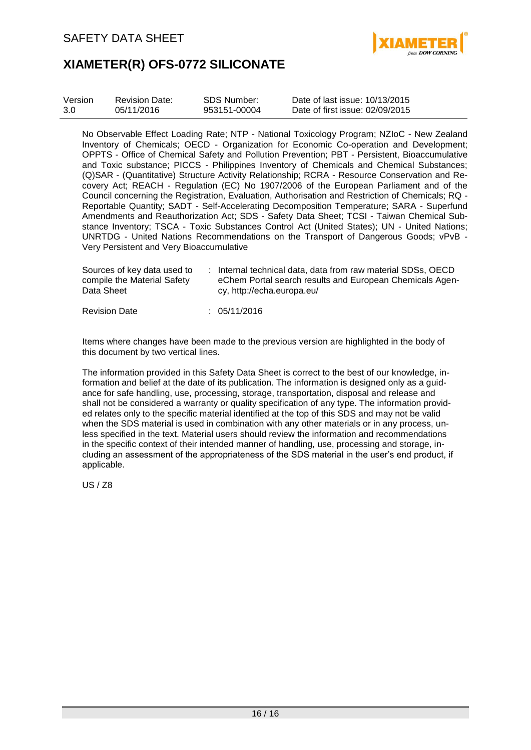No Observable Effect Loading Rate; NTP - National Toxicology Program; NZIoC - New Zealand Inventory of Chemicals; OECD - Organization for Economic Co-operation and Development; OPPTS - Office of Chemical Safety and Pollution Prevention; PBT - Persistent, Bioaccumulative and Toxic substance; PICCS - Philippines Inventory of Chemicals and Chemical Substances; (Q)SAR - (Quantitative) Structure Activity Relationship; RCRA - Resource Conservation and Recovery Act; REACH - Regulation (EC) No 1907/2006 of the European Parliament and of the Council concerning the Registration, Evaluation, Authorisation and Restriction of Chemicals; RQ - Reportable Quantity; SADT - Self-Accelerating Decomposition Temperature; SARA - Superfund Amendments and Reauthorization Act; SDS - Safety Data Sheet; TCSI - Taiwan Chemical Substance Inventory; TSCA - Toxic Substances Control Act (United States); UN - United Nations; UNRTDG - United Nations Recommendations on the Transport of Dangerous Goods; vPvB - Very Persistent and Very Bioaccumulative

| | |
|---|---|
| Sources of key data used to compile the Material Safety Data Sheet | : Internal technical data, data from raw material SDSs, OECD eChem Portal search results and European Chemicals Agency, http://echa.europa.eu/ |
| Revision Date | : 05/11/2016 |

Items where changes have been made to the previous version are highlighted in the body of this document by two vertical lines.

The information provided in this Safety Data Sheet is correct to the best of our knowledge, information and belief at the date of its publication. The information is designed only as a guidance for safe handling, use, processing, storage, transportation, disposal and release and shall not be considered a warranty or quality specification of any type. The information provided relates only to the specific material identified at the top of this SDS and may not be valid when the SDS material is used in combination with any other materials or in any process, unless specified in the text. Material users should review the information and recommendations in the specific context of their intended manner of handling, use, processing and storage, including an assessment of the appropriateness of the SDS material in the user's end product, if applicable.

US / Z8